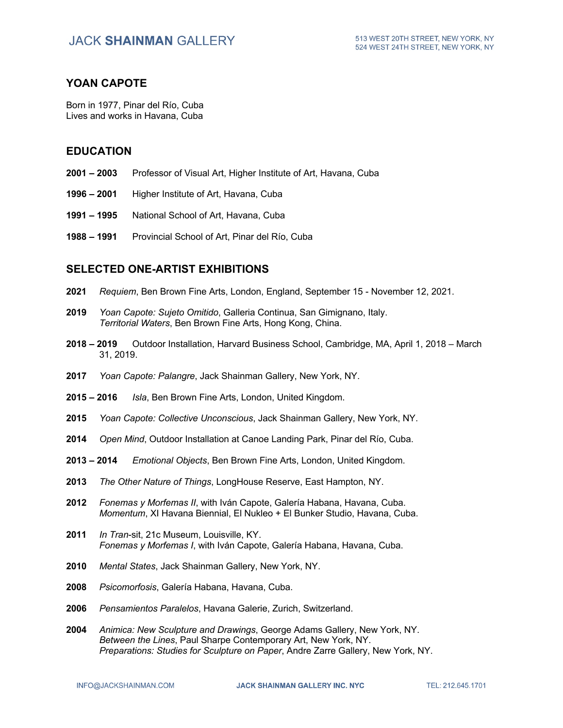# YOAN CAPOTE

Born in 1977, Pinar del Río, Cuba
Lives and works in Havana, Cuba

## EDUCATION

**2001 – 2003** Professor of Visual Art, Higher Institute of Art, Havana, Cuba

**1996 – 2001** Higher Institute of Art, Havana, Cuba

**1991 – 1995** National School of Art, Havana, Cuba

**1988 – 1991** Provincial School of Art, Pinar del Río, Cuba

## SELECTED ONE-ARTIST EXHIBITIONS

**2021** *Requiem*, Ben Brown Fine Arts, London, England, September 15 - November 12, 2021.

**2019** *Yoan Capote: Sujeto Omitido*, Galleria Continua, San Gimignano, Italy.
*Territorial Waters*, Ben Brown Fine Arts, Hong Kong, China.

**2018 – 2019** Outdoor Installation, Harvard Business School, Cambridge, MA, April 1, 2018 – March 31, 2019.

**2017** *Yoan Capote: Palangre*, Jack Shainman Gallery, New York, NY.

**2015 – 2016** *Isla*, Ben Brown Fine Arts, London, United Kingdom.

**2015** *Yoan Capote: Collective Unconscious*, Jack Shainman Gallery, New York, NY.

**2014** *Open Mind*, Outdoor Installation at Canoe Landing Park, Pinar del Río, Cuba.

**2013 – 2014** *Emotional Objects*, Ben Brown Fine Arts, London, United Kingdom.

**2013** *The Other Nature of Things*, LongHouse Reserve, East Hampton, NY.

**2012** *Fonemas y Morfemas II*, with Iván Capote, Galería Habana, Havana, Cuba.
*Momentum*, XI Havana Biennial, El Nukleo + El Bunker Studio, Havana, Cuba.

**2011** *In Tran*-sit, 21c Museum, Louisville, KY.
*Fonemas y Morfemas I*, with Iván Capote, Galería Habana, Havana, Cuba.

**2010** *Mental States*, Jack Shainman Gallery, New York, NY.

**2008** *Psicomorfosis*, Galería Habana, Havana, Cuba.

**2006** *Pensamientos Paralelos*, Havana Galerie, Zurich, Switzerland.

**2004** *Animica: New Sculpture and Drawings*, George Adams Gallery, New York, NY.
*Between the Lines*, Paul Sharpe Contemporary Art, New York, NY.
*Preparations: Studies for Sculpture on Paper*, Andre Zarre Gallery, New York, NY.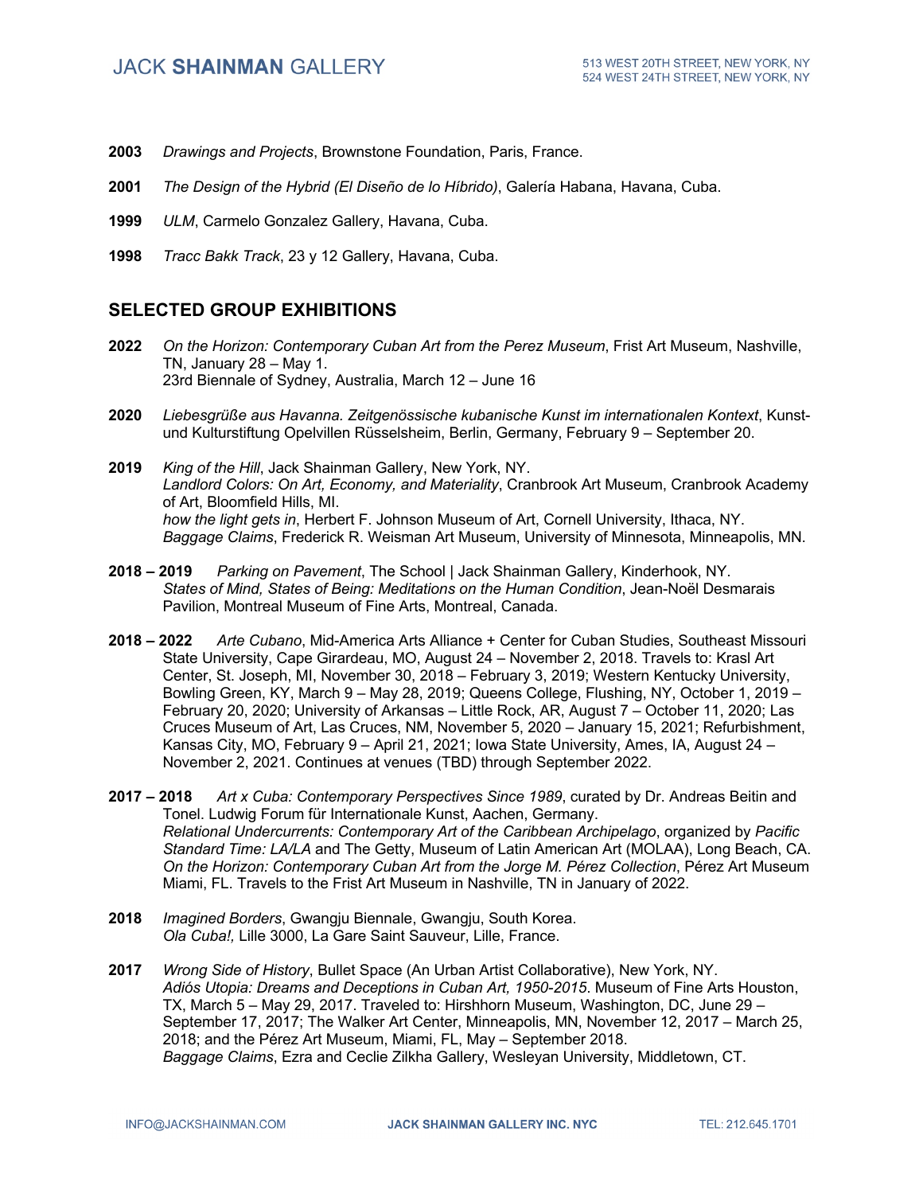**2003** *Drawings and Projects*, Brownstone Foundation, Paris, France.

**2001** *The Design of the Hybrid (El Diseño de lo Híbrido)*, Galería Habana, Havana, Cuba.

**1999** *ULM*, Carmelo Gonzalez Gallery, Havana, Cuba.

**1998** *Tracc Bakk Track*, 23 y 12 Gallery, Havana, Cuba.

## SELECTED GROUP EXHIBITIONS

**2022** *On the Horizon: Contemporary Cuban Art from the Perez Museum*, Frist Art Museum, Nashville, TN, January 28 – May 1.
23rd Biennale of Sydney, Australia, March 12 – June 16

**2020** *Liebesgrüße aus Havanna. Zeitgenössische kubanische Kunst im internationalen Kontext*, Kunst- und Kulturstiftung Opelvillen Rüsselsheim, Berlin, Germany, February 9 – September 20.

**2019** *King of the Hill*, Jack Shainman Gallery, New York, NY.
*Landlord Colors: On Art, Economy, and Materiality*, Cranbrook Art Museum, Cranbrook Academy of Art, Bloomfield Hills, MI.
*how the light gets in*, Herbert F. Johnson Museum of Art, Cornell University, Ithaca, NY.
*Baggage Claims*, Frederick R. Weisman Art Museum, University of Minnesota, Minneapolis, MN.

**2018 – 2019** *Parking on Pavement*, The School | Jack Shainman Gallery, Kinderhook, NY.
*States of Mind, States of Being: Meditations on the Human Condition*, Jean-Noël Desmarais Pavilion, Montreal Museum of Fine Arts, Montreal, Canada.

**2018 – 2022** *Arte Cubano*, Mid-America Arts Alliance + Center for Cuban Studies, Southeast Missouri State University, Cape Girardeau, MO, August 24 – November 2, 2018. Travels to: Krasl Art Center, St. Joseph, MI, November 30, 2018 – February 3, 2019; Western Kentucky University, Bowling Green, KY, March 9 – May 28, 2019; Queens College, Flushing, NY, October 1, 2019 – February 20, 2020; University of Arkansas – Little Rock, AR, August 7 – October 11, 2020; Las Cruces Museum of Art, Las Cruces, NM, November 5, 2020 – January 15, 2021; Refurbishment, Kansas City, MO, February 9 – April 21, 2021; Iowa State University, Ames, IA, August 24 – November 2, 2021. Continues at venues (TBD) through September 2022.

**2017 – 2018** *Art x Cuba: Contemporary Perspectives Since 1989*, curated by Dr. Andreas Beitin and Tonel. Ludwig Forum für Internationale Kunst, Aachen, Germany.
*Relational Undercurrents: Contemporary Art of the Caribbean Archipelago*, organized by *Pacific Standard Time: LA/LA* and The Getty, Museum of Latin American Art (MOLAA), Long Beach, CA.
*On the Horizon: Contemporary Cuban Art from the Jorge M. Pérez Collection*, Pérez Art Museum Miami, FL. Travels to the Frist Art Museum in Nashville, TN in January of 2022.

**2018** *Imagined Borders*, Gwangju Biennale, Gwangju, South Korea.
*Ola Cuba!,* Lille 3000, La Gare Saint Sauveur, Lille, France.

**2017** *Wrong Side of History*, Bullet Space (An Urban Artist Collaborative), New York, NY.
*Adiós Utopia: Dreams and Deceptions in Cuban Art, 1950-2015*. Museum of Fine Arts Houston, TX, March 5 – May 29, 2017. Traveled to: Hirshhorn Museum, Washington, DC, June 29 – September 17, 2017; The Walker Art Center, Minneapolis, MN, November 12, 2017 – March 25, 2018; and the Pérez Art Museum, Miami, FL, May – September 2018.
*Baggage Claims*, Ezra and Ceclie Zilkha Gallery, Wesleyan University, Middletown, CT.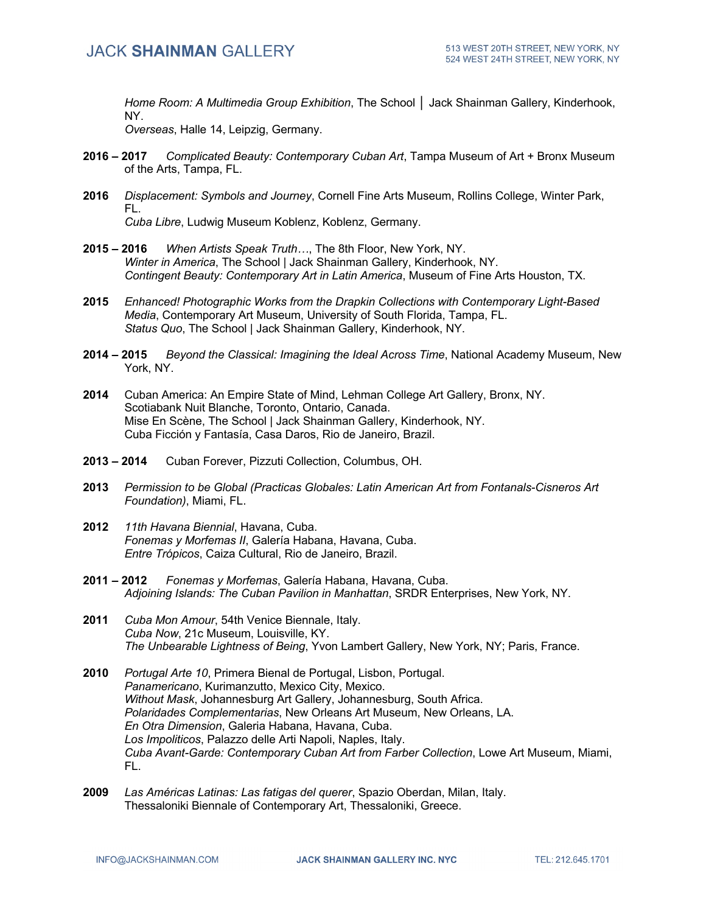*Home Room: A Multimedia Group Exhibition*, The School │ Jack Shainman Gallery, Kinderhook, NY.
*Overseas*, Halle 14, Leipzig, Germany.

**2016 – 2017** *Complicated Beauty: Contemporary Cuban Art*, Tampa Museum of Art + Bronx Museum of the Arts, Tampa, FL.

**2016** *Displacement: Symbols and Journey*, Cornell Fine Arts Museum, Rollins College, Winter Park, FL.
*Cuba Libre*, Ludwig Museum Koblenz, Koblenz, Germany.

**2015 – 2016** *When Artists Speak Truth…*, The 8th Floor, New York, NY.
*Winter in America*, The School | Jack Shainman Gallery, Kinderhook, NY.
*Contingent Beauty: Contemporary Art in Latin America*, Museum of Fine Arts Houston, TX.

**2015** *Enhanced! Photographic Works from the Drapkin Collections with Contemporary Light-Based Media*, Contemporary Art Museum, University of South Florida, Tampa, FL.
*Status Quo*, The School | Jack Shainman Gallery, Kinderhook, NY.

**2014 – 2015** *Beyond the Classical: Imagining the Ideal Across Time*, National Academy Museum, New York, NY.

**2014** Cuban America: An Empire State of Mind, Lehman College Art Gallery, Bronx, NY.
Scotiabank Nuit Blanche, Toronto, Ontario, Canada.
Mise En Scène, The School | Jack Shainman Gallery, Kinderhook, NY.
Cuba Ficción y Fantasía, Casa Daros, Rio de Janeiro, Brazil.

**2013 – 2014** Cuban Forever, Pizzuti Collection, Columbus, OH.

**2013** *Permission to be Global (Practicas Globales: Latin American Art from Fontanals-Cisneros Art Foundation)*, Miami, FL.

**2012** *11th Havana Biennial*, Havana, Cuba.
*Fonemas y Morfemas II*, Galería Habana, Havana, Cuba.
*Entre Trópicos*, Caiza Cultural, Rio de Janeiro, Brazil.

**2011 – 2012** *Fonemas y Morfemas*, Galería Habana, Havana, Cuba.
*Adjoining Islands: The Cuban Pavilion in Manhattan*, SRDR Enterprises, New York, NY.

**2011** *Cuba Mon Amour*, 54th Venice Biennale, Italy.
*Cuba Now*, 21c Museum, Louisville, KY.
*The Unbearable Lightness of Being*, Yvon Lambert Gallery, New York, NY; Paris, France.

**2010** *Portugal Arte 10*, Primera Bienal de Portugal, Lisbon, Portugal.
*Panamericano*, Kurimanzutto, Mexico City, Mexico.
*Without Mask*, Johannesburg Art Gallery, Johannesburg, South Africa.
*Polaridades Complementarias*, New Orleans Art Museum, New Orleans, LA.
*En Otra Dimension*, Galeria Habana, Havana, Cuba.
*Los Impoliticos*, Palazzo delle Arti Napoli, Naples, Italy.
*Cuba Avant-Garde: Contemporary Cuban Art from Farber Collection*, Lowe Art Museum, Miami, FL.

**2009** *Las Américas Latinas: Las fatigas del querer*, Spazio Oberdan, Milan, Italy.
Thessaloniki Biennale of Contemporary Art, Thessaloniki, Greece.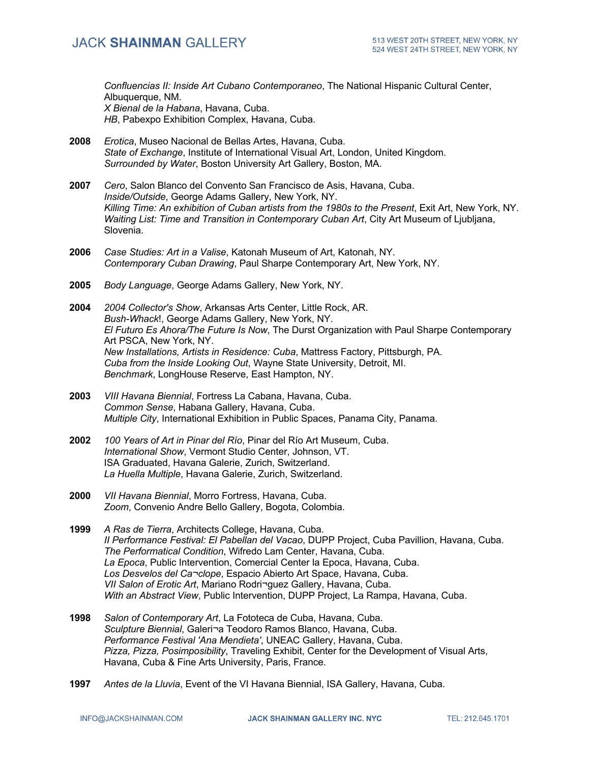*Confluencias II: Inside Art Cubano Contemporaneo*, The National Hispanic Cultural Center, Albuquerque, NM.
*X Bienal de la Habana*, Havana, Cuba.
*HB*, Pabexpo Exhibition Complex, Havana, Cuba.

**2008** *Erotica*, Museo Nacional de Bellas Artes, Havana, Cuba.
*State of Exchange*, Institute of International Visual Art, London, United Kingdom.
*Surrounded by Water*, Boston University Art Gallery, Boston, MA.

**2007** *Cero*, Salon Blanco del Convento San Francisco de Asis, Havana, Cuba.
*Inside/Outside*, George Adams Gallery, New York, NY.
*Killing Time: An exhibition of Cuban artists from the 1980s to the Present*, Exit Art, New York, NY.
*Waiting List: Time and Transition in Contemporary Cuban Art*, City Art Museum of Ljubljana, Slovenia.

**2006** *Case Studies: Art in a Valise*, Katonah Museum of Art, Katonah, NY.
*Contemporary Cuban Drawing*, Paul Sharpe Contemporary Art, New York, NY.

**2005** *Body Language*, George Adams Gallery, New York, NY.

**2004** *2004 Collector's Show*, Arkansas Arts Center, Little Rock, AR.
*Bush-Whack*!, George Adams Gallery, New York, NY.
*El Futuro Es Ahora/The Future Is Now*, The Durst Organization with Paul Sharpe Contemporary Art PSCA, New York, NY.
*New Installations, Artists in Residence: Cuba*, Mattress Factory, Pittsburgh, PA.
*Cuba from the Inside Looking Out*, Wayne State University, Detroit, MI.
*Benchmark*, LongHouse Reserve, East Hampton, NY.

**2003** *VIII Havana Biennial*, Fortress La Cabana, Havana, Cuba.
*Common Sense*, Habana Gallery, Havana, Cuba.
*Multiple City*, International Exhibition in Public Spaces, Panama City, Panama.

**2002** *100 Years of Art in Pinar del Río*, Pinar del Río Art Museum, Cuba.
*International Show*, Vermont Studio Center, Johnson, VT.
ISA Graduated, Havana Galerie, Zurich, Switzerland.
*La Huella Multiple*, Havana Galerie, Zurich, Switzerland.

**2000** *VII Havana Biennial*, Morro Fortress, Havana, Cuba.
*Zoom*, Convenio Andre Bello Gallery, Bogota, Colombia.

**1999** *A Ras de Tierra*, Architects College, Havana, Cuba.
*II Performance Festival: El Pabellan del Vacao*, DUPP Project, Cuba Pavillion, Havana, Cuba.
*The Performatical Condition*, Wifredo Lam Center, Havana, Cuba.
*La Epoca*, Public Intervention, Comercial Center la Epoca, Havana, Cuba.
*Los Desvelos del Ca¬clope*, Espacio Abierto Art Space, Havana, Cuba.
*VII Salon of Erotic Art*, Mariano Rodri¬guez Gallery, Havana, Cuba.
*With an Abstract View*, Public Intervention, DUPP Project, La Rampa, Havana, Cuba.

**1998** *Salon of Contemporary Art*, La Fototeca de Cuba, Havana, Cuba.
*Sculpture Biennial*, Galeri¬a Teodoro Ramos Blanco, Havana, Cuba.
*Performance Festival 'Ana Mendieta'*, UNEAC Gallery, Havana, Cuba.
*Pizza, Pizza, Posimposibility*, Traveling Exhibit, Center for the Development of Visual Arts, Havana, Cuba & Fine Arts University, Paris, France.

**1997** *Antes de la Lluvia*, Event of the VI Havana Biennial, ISA Gallery, Havana, Cuba.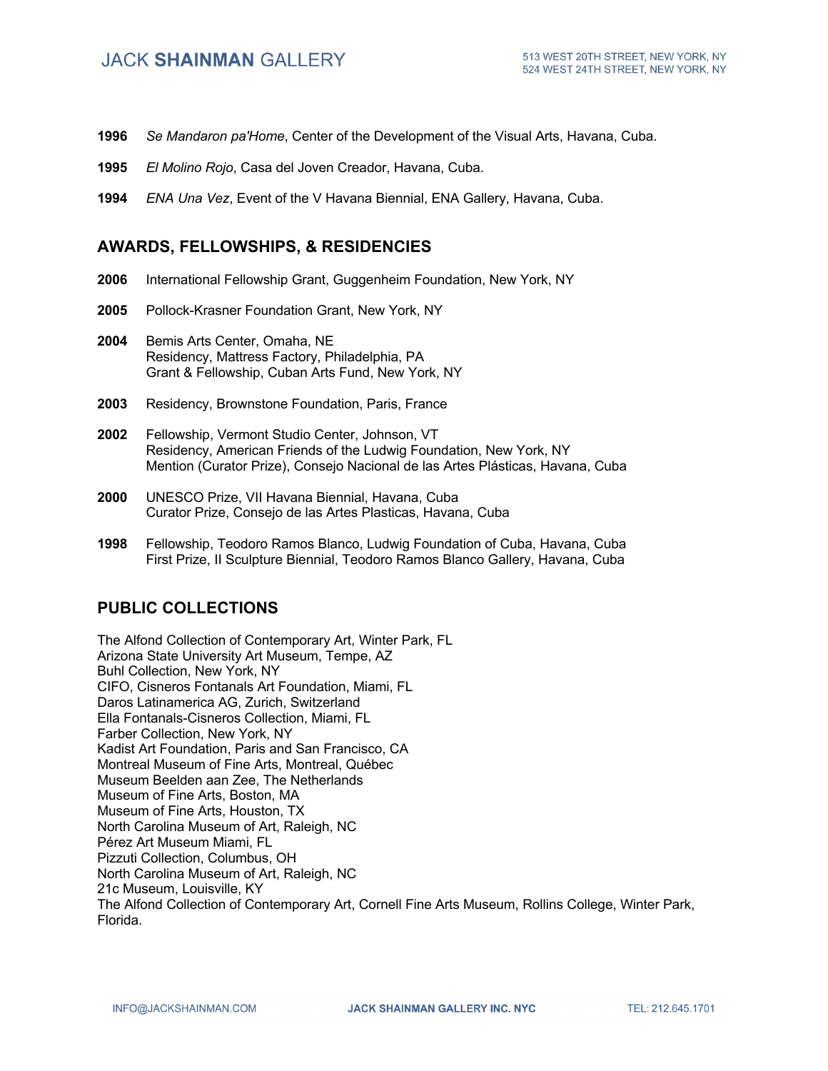**1996** *Se Mandaron pa'Home*, Center of the Development of the Visual Arts, Havana, Cuba.

**1995** *El Molino Rojo*, Casa del Joven Creador, Havana, Cuba.

**1994** *ENA Una Vez*, Event of the V Havana Biennial, ENA Gallery, Havana, Cuba.

## AWARDS, FELLOWSHIPS, & RESIDENCIES

**2006** International Fellowship Grant, Guggenheim Foundation, New York, NY

**2005** Pollock-Krasner Foundation Grant, New York, NY

**2004** Bemis Arts Center, Omaha, NE
Residency, Mattress Factory, Philadelphia, PA
Grant & Fellowship, Cuban Arts Fund, New York, NY

**2003** Residency, Brownstone Foundation, Paris, France

**2002** Fellowship, Vermont Studio Center, Johnson, VT
Residency, American Friends of the Ludwig Foundation, New York, NY
Mention (Curator Prize), Consejo Nacional de las Artes Plásticas, Havana, Cuba

**2000** UNESCO Prize, VII Havana Biennial, Havana, Cuba
Curator Prize, Consejo de las Artes Plasticas, Havana, Cuba

**1998** Fellowship, Teodoro Ramos Blanco, Ludwig Foundation of Cuba, Havana, Cuba
First Prize, II Sculpture Biennial, Teodoro Ramos Blanco Gallery, Havana, Cuba

## PUBLIC COLLECTIONS

The Alfond Collection of Contemporary Art, Winter Park, FL
Arizona State University Art Museum, Tempe, AZ
Buhl Collection, New York, NY
CIFO, Cisneros Fontanals Art Foundation, Miami, FL
Daros Latinamerica AG, Zurich, Switzerland
Ella Fontanals-Cisneros Collection, Miami, FL
Farber Collection, New York, NY
Kadist Art Foundation, Paris and San Francisco, CA
Montreal Museum of Fine Arts, Montreal, Québec
Museum Beelden aan Zee, The Netherlands
Museum of Fine Arts, Boston, MA
Museum of Fine Arts, Houston, TX
North Carolina Museum of Art, Raleigh, NC
Pérez Art Museum Miami, FL
Pizzuti Collection, Columbus, OH
North Carolina Museum of Art, Raleigh, NC
21c Museum, Louisville, KY
The Alfond Collection of Contemporary Art, Cornell Fine Arts Museum, Rollins College, Winter Park, Florida.